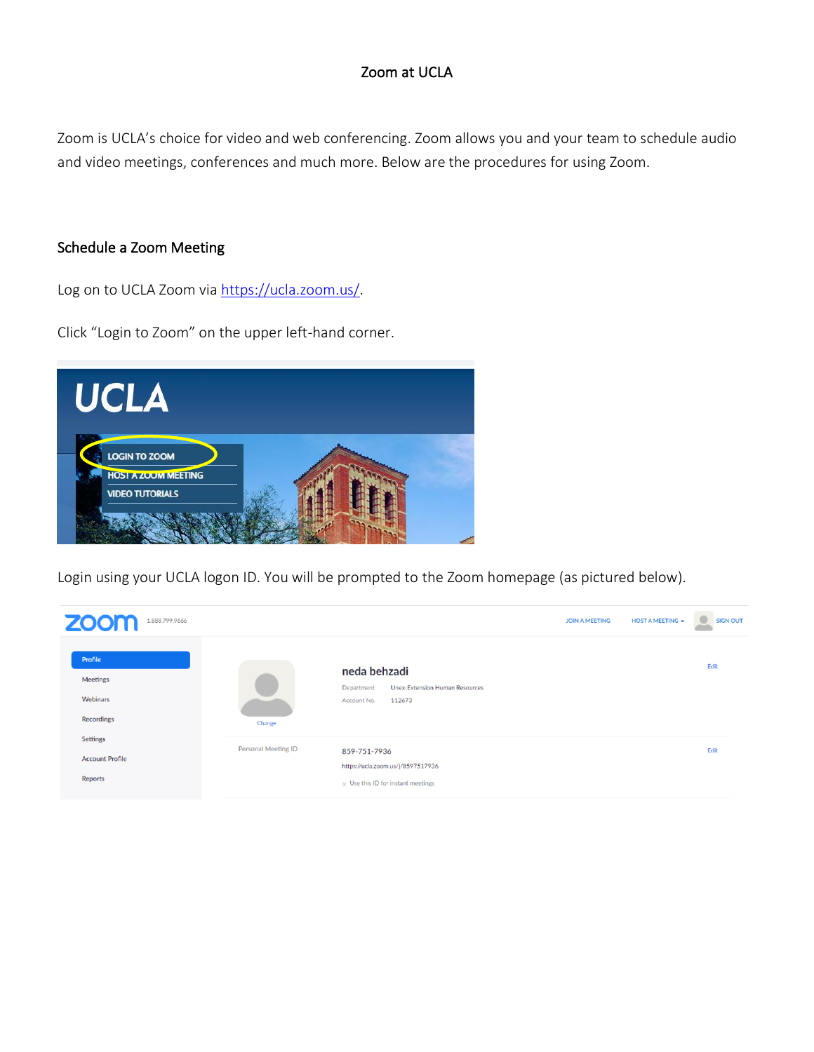# Zoom at UCLA

Zoom is UCLA's choice for video and web conferencing. Zoom allows you and your team to schedule audio and video meetings, conferences and much more. Below are the procedures for using Zoom.

## Schedule a Zoom Meeting

Log on to UCLA Zoom via https://ucla.zoom.us/.

Click "Login to Zoom" on the upper left-hand corner.

Login using your UCLA logon ID. You will be prompted to the Zoom homepage (as pictured below).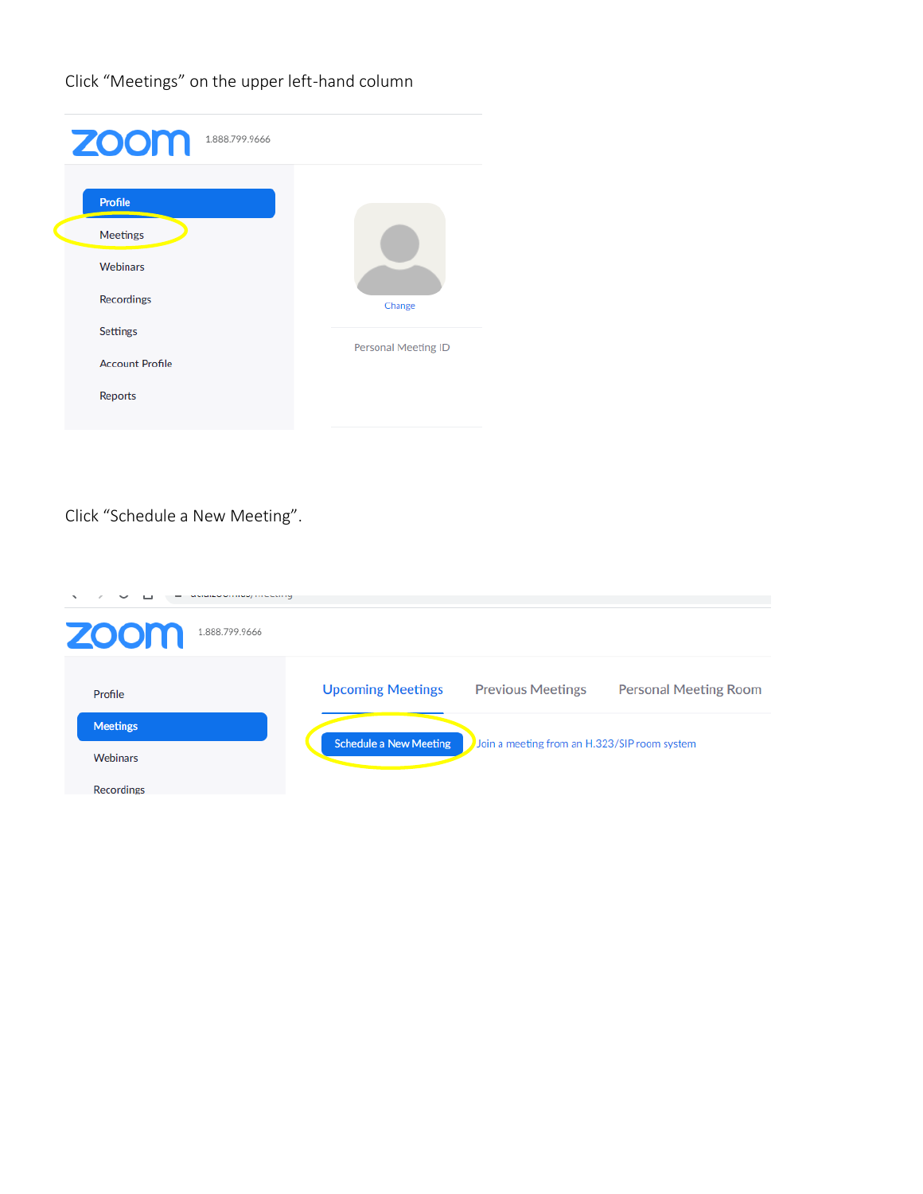Click “Meetings” on the upper left-hand column

Click “Schedule a New Meeting”.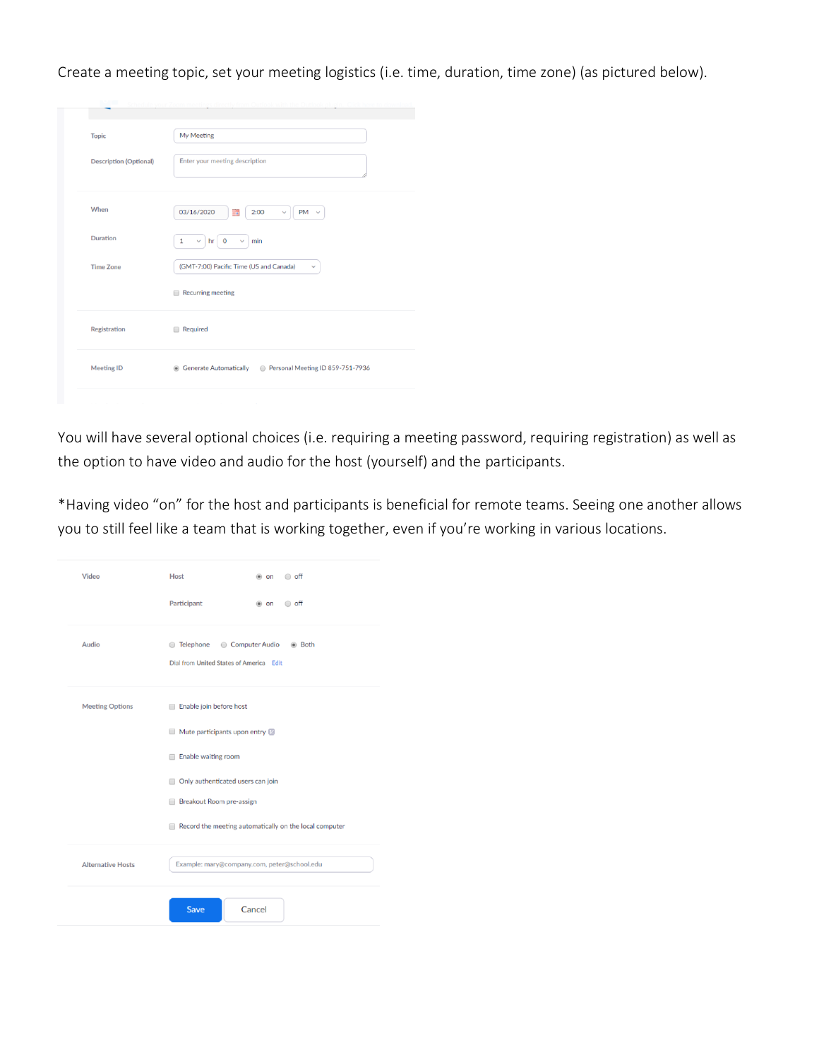Create a meeting topic, set your meeting logistics (i.e. time, duration, time zone) (as pictured below).

Topic
My Meeting

Description (Optional)
Enter your meeting description

When
03/16/2020
2:00
PM

Duration
1 hr 0 min

Time Zone
(GMT-7:00) Pacific Time (US and Canada)

Recurring meeting

Registration
Required

Meeting ID
Generate Automatically
Personal Meeting ID 859-751-7936

You will have several optional choices (i.e. requiring a meeting password, requiring registration) as well as the option to have video and audio for the host (yourself) and the participants.

*Having video "on" for the host and participants is beneficial for remote teams. Seeing one another allows you to still feel like a team that is working together, even if you're working in various locations.

Video
Host on off
Participant on off

Audio
Telephone Computer Audio Both
Dial from United States of America Edit

Meeting Options
Enable join before host
Mute participants upon entry
Enable waiting room
Only authenticated users can join
Breakout Room pre-assign
Record the meeting automatically on the local computer

Alternative Hosts
Example: mary@company.com, peter@school.edu

Save Cancel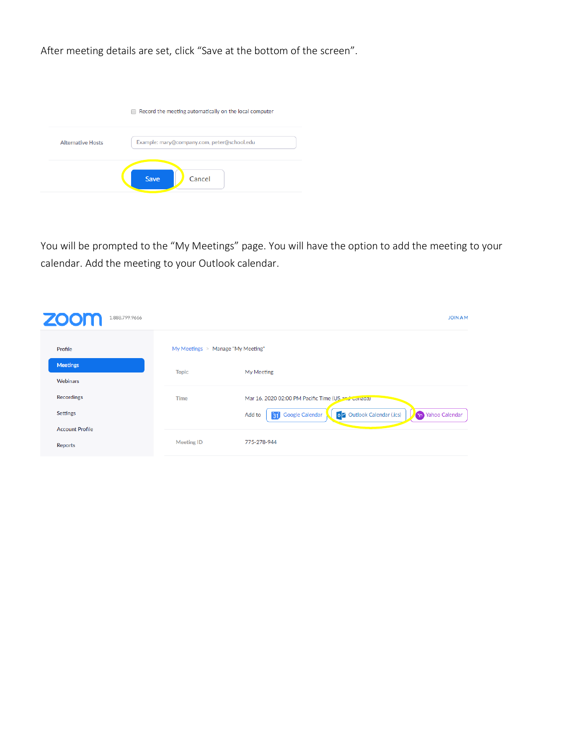After meeting details are set, click "Save at the bottom of the screen".

Record the meeting automatically on the local computer

Alternative Hosts Example: mary@company.com, peter@school.edu

Save Cancel

You will be prompted to the "My Meetings" page. You will have the option to add the meeting to your calendar. Add the meeting to your Outlook calendar.

zoom 1.888.799.9666 JOIN A M

Profile

Meetings

Webinars

Recordings

Settings

Account Profile

Reports

My Meetings > Manage "My Meeting"

Topic My Meeting

Time Mar 16, 2020 02:00 PM Pacific Time (US and Canada)

Add to Google Calendar Outlook Calendar (.ics) Yahoo Calendar

Meeting ID 775-278-944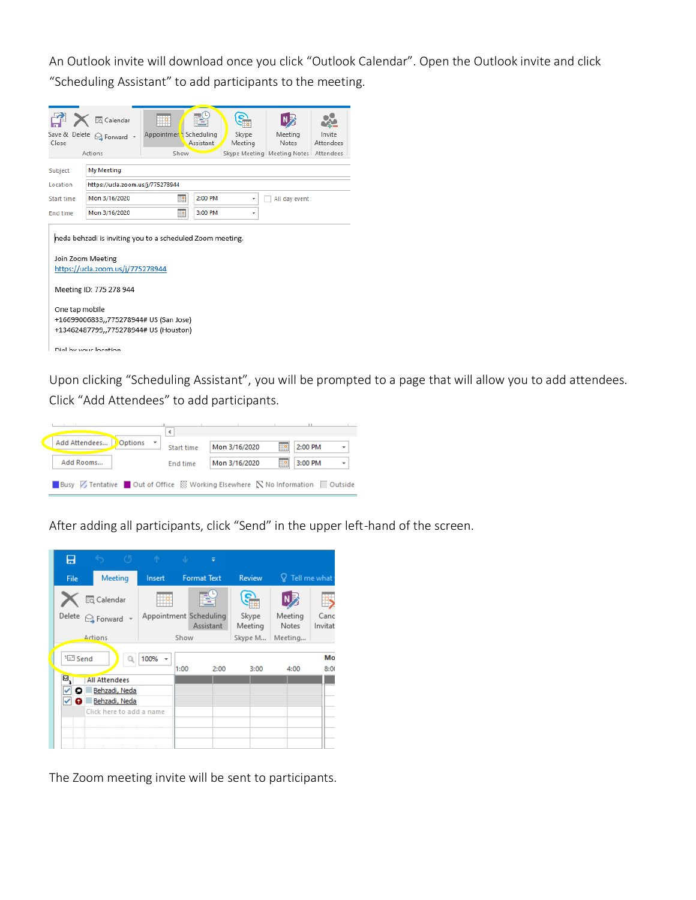An Outlook invite will download once you click "Outlook Calendar". Open the Outlook invite and click "Scheduling Assistant" to add participants to the meeting.

Upon clicking "Scheduling Assistant", you will be prompted to a page that will allow you to add attendees. Click "Add Attendees" to add participants.

After adding all participants, click "Send" in the upper left-hand of the screen.

The Zoom meeting invite will be sent to participants.